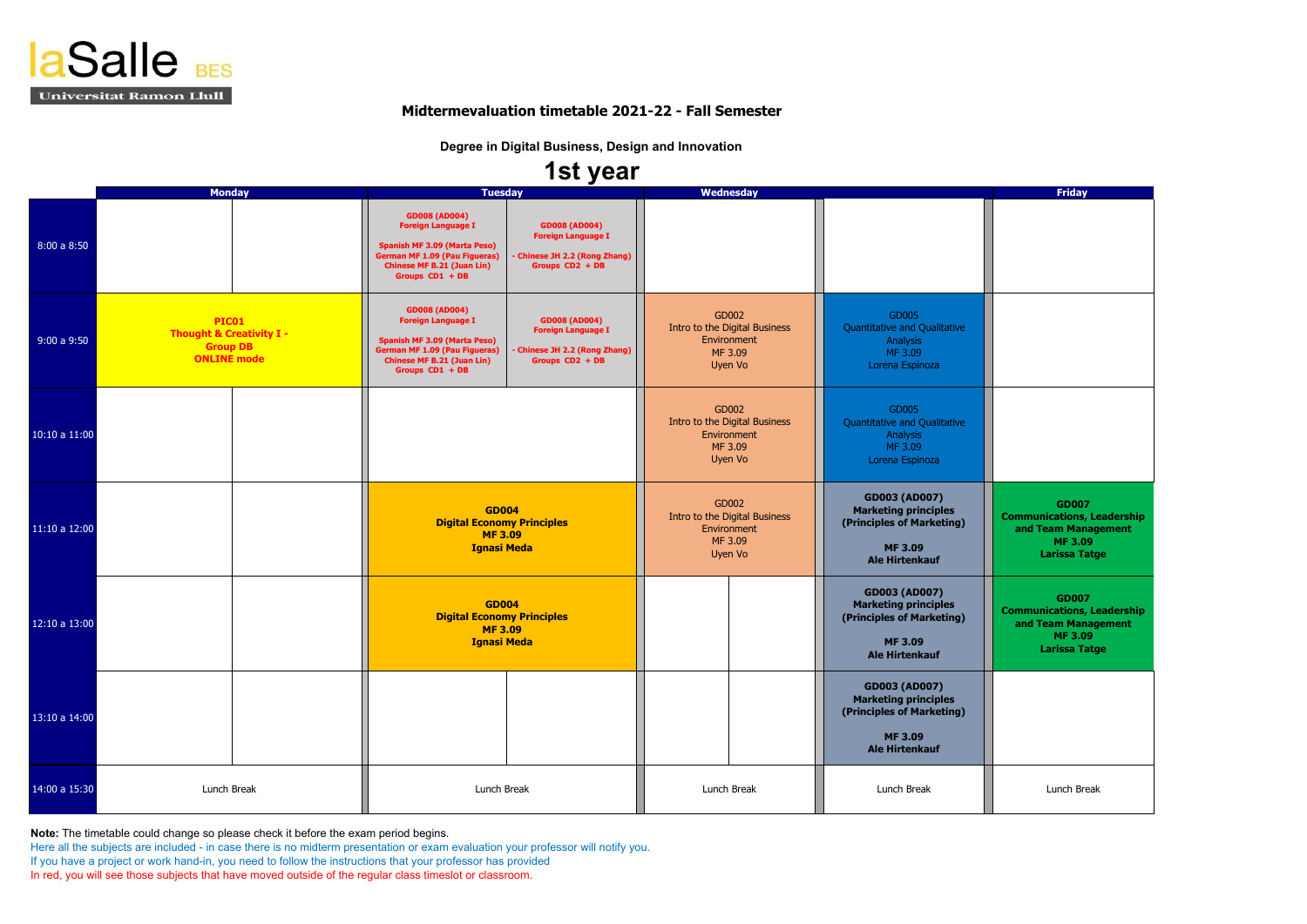laSalle BES
Universitat Ramon Llull

## Midtermevaluation timetable 2021-22 - Fall Semester

### Degree in Digital Business, Design and Innovation

# 1st year

| | Monday | Tuesday | Wednesday | | Friday |
|---|---|---|---|---|---|
| 8:00 a 8:50 | | **GD008 (AD004) Foreign Language I** Spanish MF 3.09 (Marta Peso) German MF 1.09 (Pau Figueras) Chinese MF B.21 (Juan Lin) Groups CD1 + DB / **GD008 (AD004) Foreign Language I** - Chinese JH 2.2 (Rong Zhang) Groups CD2 + DB | | | |
| 9:00 a 9:50 | **PIC01 Thought & Creativity I - Group DB ONLINE mode** | **GD008 (AD004) Foreign Language I** Spanish MF 3.09 (Marta Peso) German MF 1.09 (Pau Figueras) Chinese MF B.21 (Juan Lin) Groups CD1 + DB / **GD008 (AD004) Foreign Language I** - Chinese JH 2.2 (Rong Zhang) Groups CD2 + DB | GD002 Intro to the Digital Business Environment MF 3.09 Uyen Vo | GD005 Quantitative and Qualitative Analysis MF 3.09 Lorena Espinoza | |
| 10:10 a 11:00 | | | GD002 Intro to the Digital Business Environment MF 3.09 Uyen Vo | GD005 Quantitative and Qualitative Analysis MF 3.09 Lorena Espinoza | |
| 11:10 a 12:00 | | **GD004 Digital Economy Principles MF 3.09 Ignasi Meda** | GD002 Intro to the Digital Business Environment MF 3.09 Uyen Vo | **GD003 (AD007) Marketing principles (Principles of Marketing) MF 3.09 Ale Hirtenkauf** | **GD007 Communications, Leadership and Team Management MF 3.09 Larissa Tatge** |
| 12:10 a 13:00 | | **GD004 Digital Economy Principles MF 3.09 Ignasi Meda** | | **GD003 (AD007) Marketing principles (Principles of Marketing) MF 3.09 Ale Hirtenkauf** | **GD007 Communications, Leadership and Team Management MF 3.09 Larissa Tatge** |
| 13:10 a 14:00 | | | | **GD003 (AD007) Marketing principles (Principles of Marketing) MF 3.09 Ale Hirtenkauf** | |
| 14:00 a 15:30 | Lunch Break | Lunch Break | Lunch Break | Lunch Break | Lunch Break |

**Note:** The timetable could change so please check it before the exam period begins.
Here all the subjects are included - in case there is no midterm presentation or exam evaluation your professor will notify you.
If you have a project or work hand-in, you need to follow the instructions that your professor has provided
In red, you will see those subjects that have moved outside of the regular class timeslot or classroom.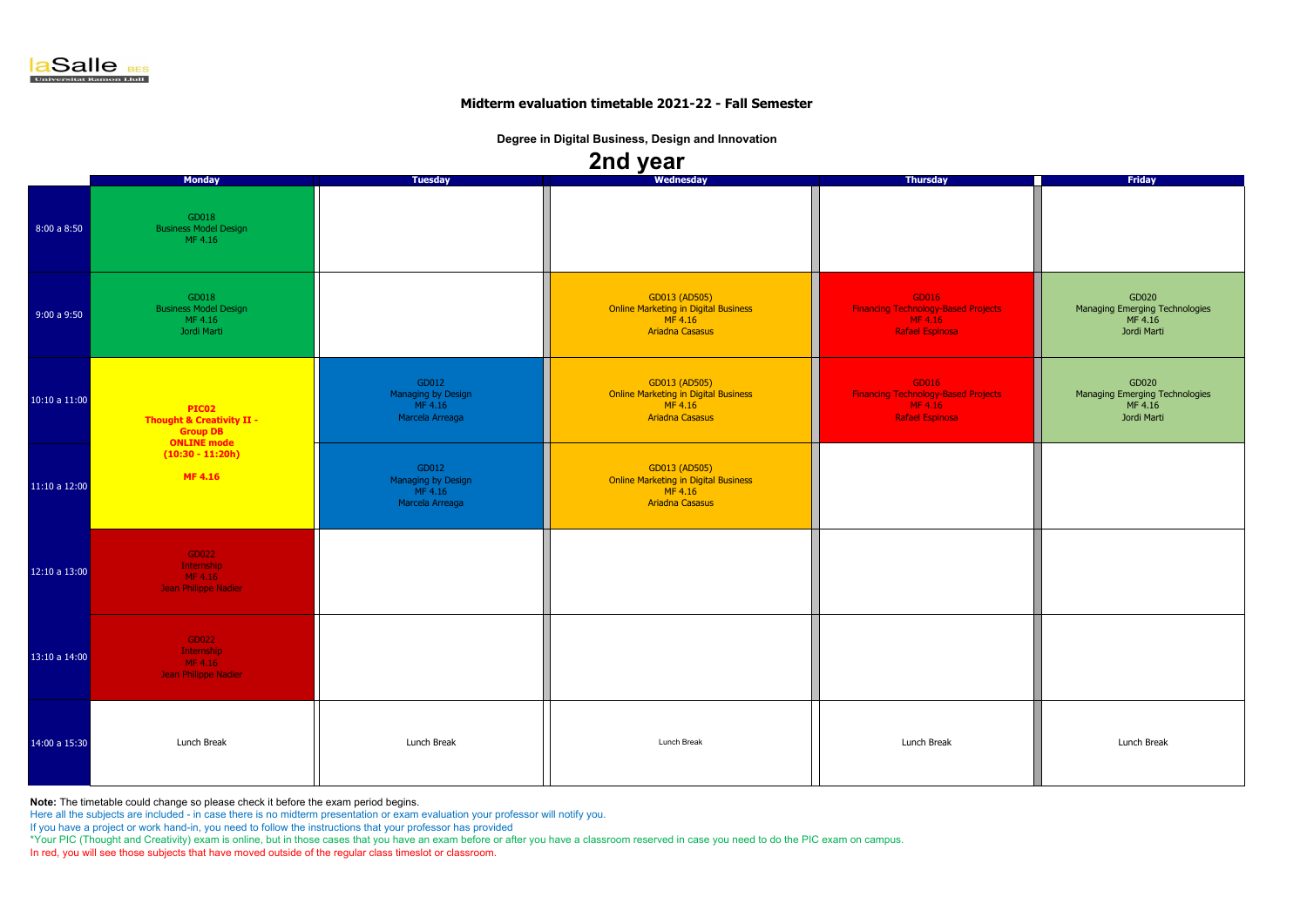laSalle BES
Universitat Ramon Llull

## Midterm evaluation timetable 2021-22 - Fall Semester

### Degree in Digital Business, Design and Innovation

# 2nd year

| | Monday | Tuesday | Wednesday | Thursday | Friday |
|---|---|---|---|---|---|
| 8:00 a 8:50 | GD018 Business Model Design MF 4.16 | | | | |
| 9:00 a 9:50 | GD018 Business Model Design MF 4.16 Jordi Marti | | GD013 (AD505) Online Marketing in Digital Business MF 4.16 Ariadna Casasus | GD016 Financing Technology-Based Projects MF 4.16 Rafael Espinosa | GD020 Managing Emerging Technologies MF 4.16 Jordi Marti |
| 10:10 a 11:00 | **PIC02 Thought & Creativity II - Group DB ONLINE mode (10:30 - 11:20h) MF 4.16** | GD012 Managing by Design MF 4.16 Marcela Arreaga | GD013 (AD505) Online Marketing in Digital Business MF 4.16 Ariadna Casasus | GD016 Financing Technology-Based Projects MF 4.16 Rafael Espinosa | GD020 Managing Emerging Technologies MF 4.16 Jordi Marti |
| 11:10 a 12:00 | | GD012 Managing by Design MF 4.16 Marcela Arreaga | GD013 (AD505) Online Marketing in Digital Business MF 4.16 Ariadna Casasus | | |
| 12:10 a 13:00 | GD022 Internship MF 4.16 Jean Philippe Nadler | | | | |
| 13:10 a 14:00 | GD022 Internship MF 4.16 Jean Philippe Nadler | | | | |
| 14:00 a 15:30 | Lunch Break | Lunch Break | Lunch Break | Lunch Break | Lunch Break |

**Note:** The timetable could change so please check it before the exam period begins.
Here all the subjects are included - in case there is no midterm presentation or exam evaluation your professor will notify you.
If you have a project or work hand-in, you need to follow the instructions that your professor has provided
*Your PIC (Thought and Creativity) exam is online, but in those cases that you have an exam before or after you have a classroom reserved in case you need to do the PIC exam on campus.
In red, you will see those subjects that have moved outside of the regular class timeslot or classroom.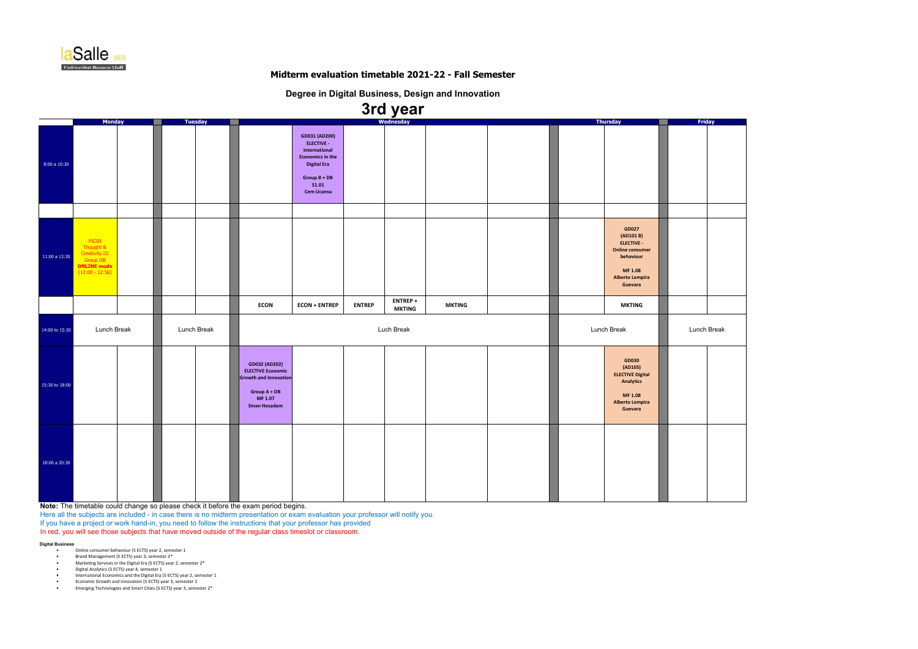**Midterm evaluation timetable 2021-22 - Fall Semester**

**Degree in Digital Business, Design and Innovation**

# 3rd year

| | Monday | | Tuesday | | Wednesday | | | | | | Thursday | | Friday | |
|---|---|---|---|---|---|---|---|---|---|---|---|---|---|---|
| 8:00 a 10:30 | | | | | | GD031 (AD200) ELECTIVE - International Economics in the Digital Era Group B + DB S1.01 Cem Ucansu | | | | | | | | |
| | | | | | | | | | | | | | | |
| 11:00 a 13:30 | PIC03 Thought & Creativity III Group DB ONLINE mode (12:00 - 12:50) | | | | | | | | | | | GD027 (AD101 B) ELECTIVE - Online consumer behaviour MF 1.08 Alberto Lempira Guevara | | |
| | | | | | ECON | ECON + ENTREP | ENTREP | ENTREP + MKTING | MKTING | | | MKTING | | |
| 14:00 to 15:30 | Lunch Break | | Lunch Break | | Luch Break | | | | | | Lunch Break | | Lunch Break | |
| 15:30 to 18:00 | | | | | GD032 (AD202) ELECTIVE Economic Growth and Innovation Group A + DB MF 1.07 Sinan Hosadam | | | | | | | GD030 (AD105) ELECTIVE Digital Analytics MF 1.08 Alberto Lempira Guevara | | |
| 18:00 a 20:30 | | | | | | | | | | | | | | |

**Note:** The timetable could change so please check it before the exam period begins.

Here all the subjects are included - in case there is no midterm presentation or exam evaluation your professor will notify you.

If you have a project or work hand-in, you need to follow the instructions that your professor has provided

In red, you will see those subjects that have moved outside of the regular class timeslot or classroom.

**Digital Business**

- Online consumer behaviour (5 ECTS) year 2, semester 1
- Brand Management (5 ECTS) year 3, semester 2*
- Marketing Services in the Digital Era (5 ECTS) year 2, semester 2*
- Digital Analytics (5 ECTS) year 4, semester 1
- International Economics and the Digital Era (5 ECTS) year 2, semester 1
- Economic Growth and Innovation (5 ECTS) year 3, semester 1
- Emerging Technologies and Smart Cities (5 ECTS) year 3, semester 2*